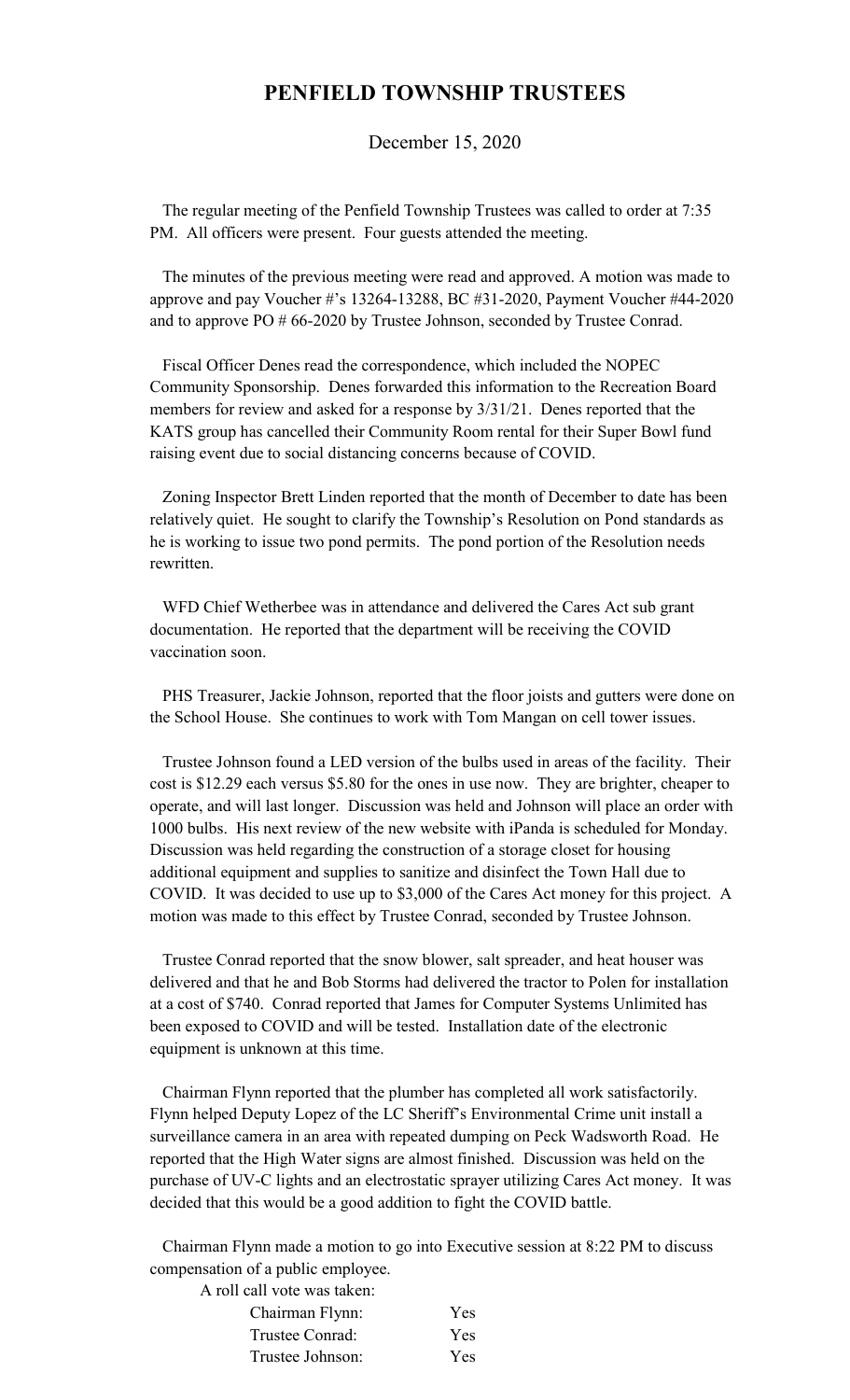# PENFIELD TOWNSHIP TRUSTEES

December 15, 2020

The regular meeting of the Penfield Township Trustees was called to order at 7:35 PM. All officers were present. Four guests attended the meeting.

The minutes of the previous meeting were read and approved. A motion was made to approve and pay Voucher #'s 13264-13288, BC #31-2020, Payment Voucher #44-2020 and to approve PO # 66-2020 by Trustee Johnson, seconded by Trustee Conrad.

Fiscal Officer Denes read the correspondence, which included the NOPEC Community Sponsorship. Denes forwarded this information to the Recreation Board members for review and asked for a response by 3/31/21. Denes reported that the KATS group has cancelled their Community Room rental for their Super Bowl fund raising event due to social distancing concerns because of COVID.

Zoning Inspector Brett Linden reported that the month of December to date has been relatively quiet. He sought to clarify the Township's Resolution on Pond standards as he is working to issue two pond permits. The pond portion of the Resolution needs rewritten.

WFD Chief Wetherbee was in attendance and delivered the Cares Act sub grant documentation. He reported that the department will be receiving the COVID vaccination soon.

PHS Treasurer, Jackie Johnson, reported that the floor joists and gutters were done on the School House. She continues to work with Tom Mangan on cell tower issues.

Trustee Johnson found a LED version of the bulbs used in areas of the facility. Their cost is $12.29 each versus $5.80 for the ones in use now. They are brighter, cheaper to operate, and will last longer. Discussion was held and Johnson will place an order with 1000 bulbs. His next review of the new website with iPanda is scheduled for Monday. Discussion was held regarding the construction of a storage closet for housing additional equipment and supplies to sanitize and disinfect the Town Hall due to COVID. It was decided to use up to $3,000 of the Cares Act money for this project. A motion was made to this effect by Trustee Conrad, seconded by Trustee Johnson.

Trustee Conrad reported that the snow blower, salt spreader, and heat houser was delivered and that he and Bob Storms had delivered the tractor to Polen for installation at a cost of $740. Conrad reported that James for Computer Systems Unlimited has been exposed to COVID and will be tested. Installation date of the electronic equipment is unknown at this time.

Chairman Flynn reported that the plumber has completed all work satisfactorily. Flynn helped Deputy Lopez of the LC Sheriff's Environmental Crime unit install a surveillance camera in an area with repeated dumping on Peck Wadsworth Road. He reported that the High Water signs are almost finished. Discussion was held on the purchase of UV-C lights and an electrostatic sprayer utilizing Cares Act money. It was decided that this would be a good addition to fight the COVID battle.

Chairman Flynn made a motion to go into Executive session at 8:22 PM to discuss compensation of a public employee.

A roll call vote was taken:

| | |
|---|---|
| Chairman Flynn: | Yes |
| Trustee Conrad: | Yes |
| Trustee Johnson: | Yes |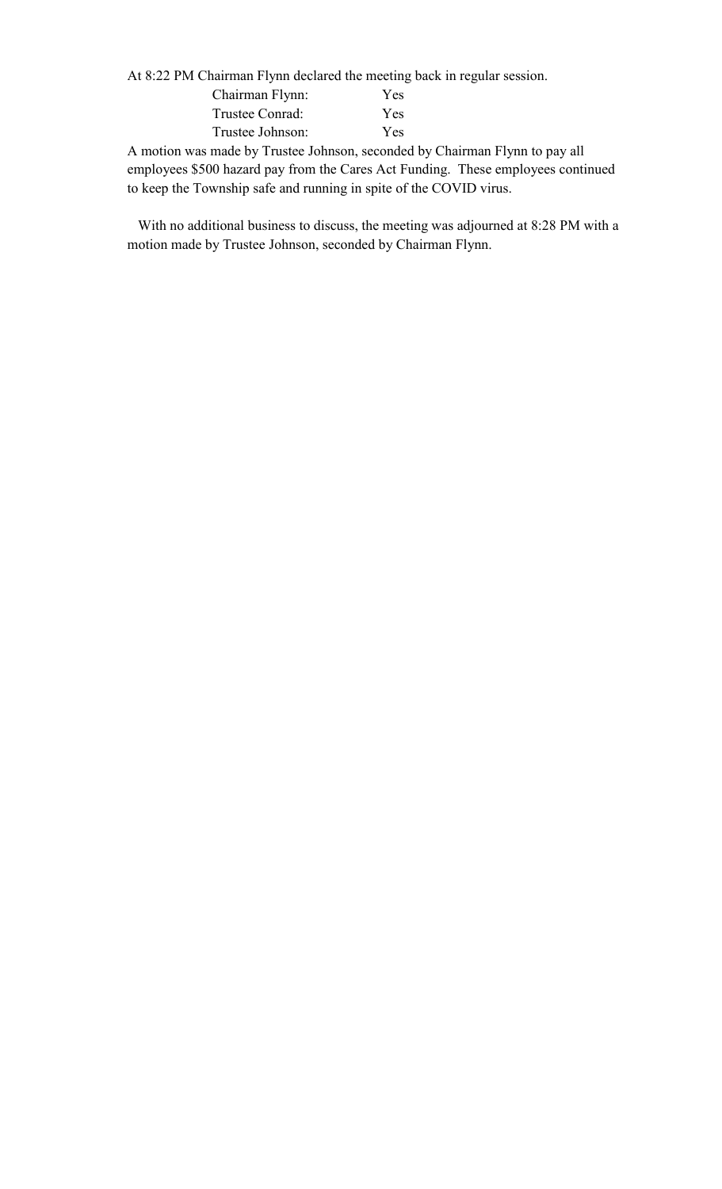At 8:22 PM Chairman Flynn declared the meeting back in regular session.

| | |
|---|---|
| Chairman Flynn: | Yes |
| Trustee Conrad: | Yes |
| Trustee Johnson: | Yes |

A motion was made by Trustee Johnson, seconded by Chairman Flynn to pay all employees $500 hazard pay from the Cares Act Funding. These employees continued to keep the Township safe and running in spite of the COVID virus.

With no additional business to discuss, the meeting was adjourned at 8:28 PM with a motion made by Trustee Johnson, seconded by Chairman Flynn.